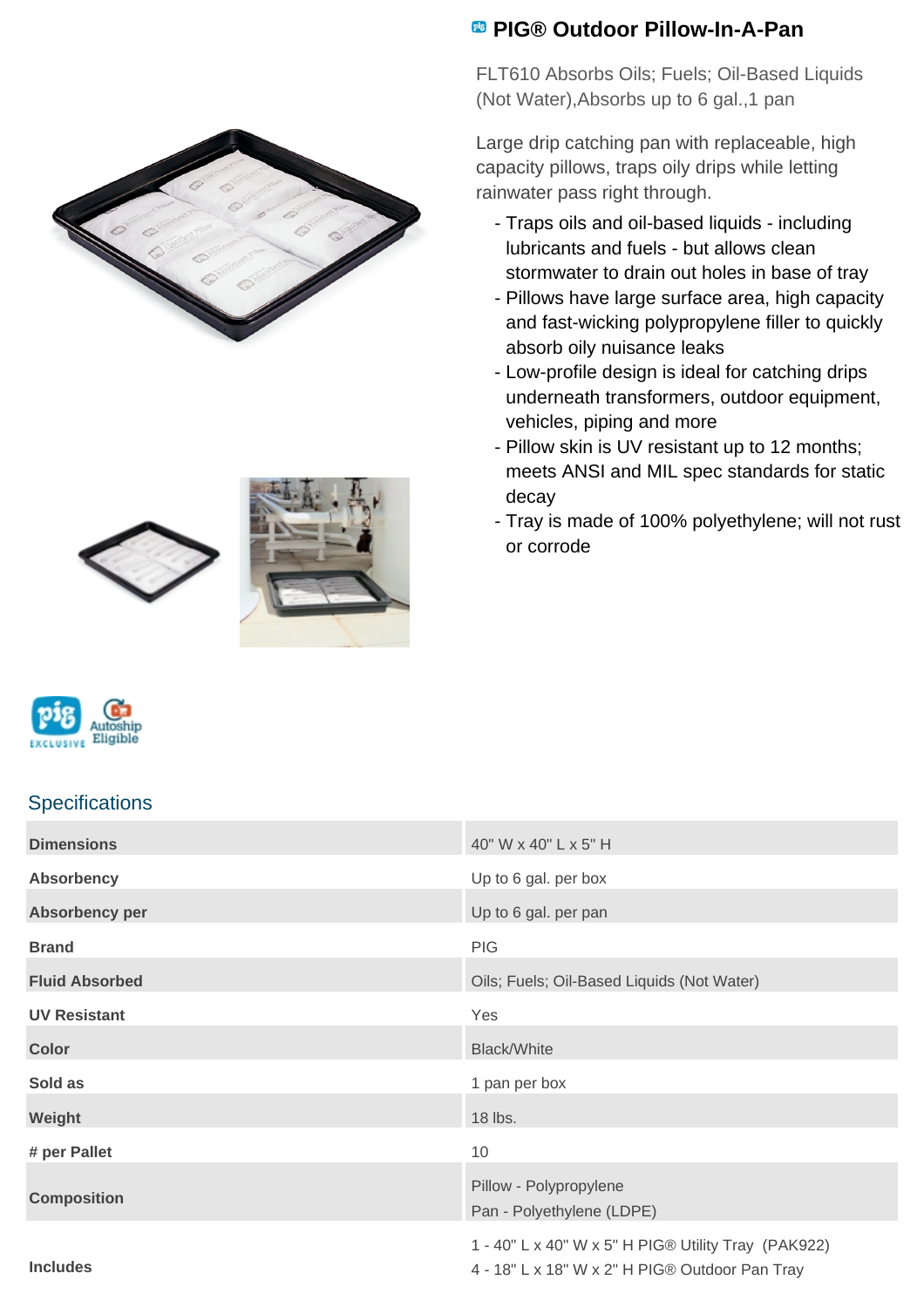# PIG® Outdoor Pillow-In-A-Pan

FLT610 Absorbs Oils; Fuels; Oil-Based Liquids (Not Water),Absorbs up to 6 gal.,1 pan

Large drip catching pan with replaceable, high capacity pillows, traps oily drips while letting rainwater pass right through.

- Traps oils and oil-based liquids - including lubricants and fuels - but allows clean stormwater to drain out holes in base of tray
- Pillows have large surface area, high capacity and fast-wicking polypropylene filler to quickly absorb oily nuisance leaks
- Low-profile design is ideal for catching drips underneath transformers, outdoor equipment, vehicles, piping and more
- Pillow skin is UV resistant up to 12 months; meets ANSI and MIL spec standards for static decay
- Tray is made of 100% polyethylene; will not rust or corrode

## Specifications

| | |
|---|---|
| **Dimensions** | 40" W x 40" L x 5" H |
| **Absorbency** | Up to 6 gal. per box |
| **Absorbency per** | Up to 6 gal. per pan |
| **Brand** | PIG |
| **Fluid Absorbed** | Oils; Fuels; Oil-Based Liquids (Not Water) |
| **UV Resistant** | Yes |
| **Color** | Black/White |
| **Sold as** | 1 pan per box |
| **Weight** | 18 lbs. |
| **# per Pallet** | 10 |
| **Composition** | Pillow - Polypropylene<br>Pan - Polyethylene (LDPE) |
| **Includes** | 1 - 40" L x 40" W x 5" H PIG® Utility Tray (PAK922)<br>4 - 18" L x 18" W x 2" H PIG® Outdoor Pan Tray |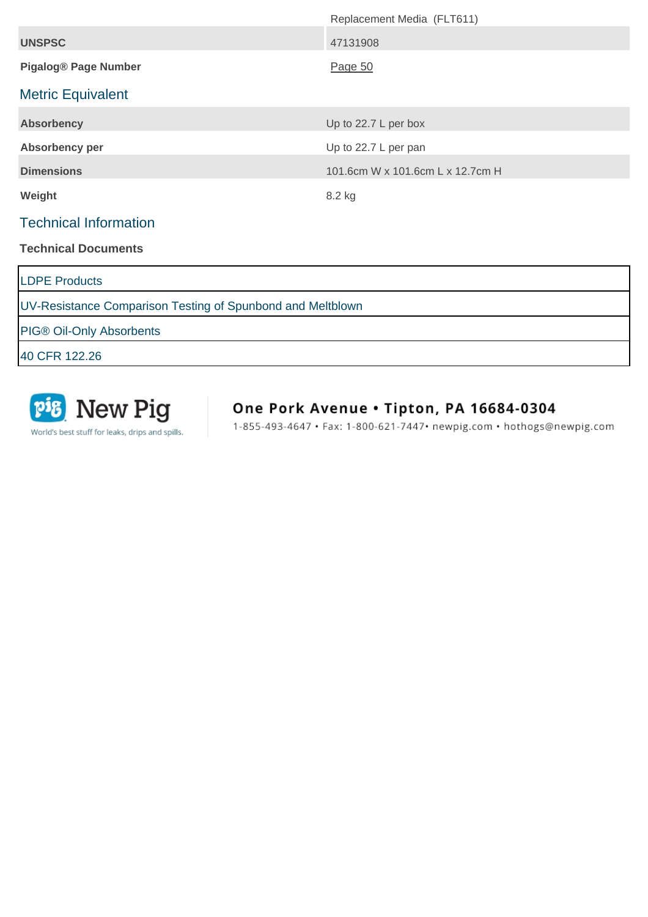| | |
|---|---|
| | Replacement Media (FLT611) |
| **UNSPSC** | 47131908 |
| **Pigalog® Page Number** | Page 50 |

## Metric Equivalent

| | |
|---|---|
| **Absorbency** | Up to 22.7 L per box |
| **Absorbency per** | Up to 22.7 L per pan |
| **Dimensions** | 101.6cm W x 101.6cm L x 12.7cm H |
| **Weight** | 8.2 kg |

## Technical Information

**Technical Documents**

| |
|---|
| LDPE Products |
| UV-Resistance Comparison Testing of Spunbond and Meltblown |
| PIG® Oil-Only Absorbents |
| 40 CFR 122.26 |

New Pig
World's best stuff for leaks, drips and spills.

One Pork Avenue • Tipton, PA 16684-0304
1-855-493-4647 • Fax: 1-800-621-7447• newpig.com • hothogs@newpig.com